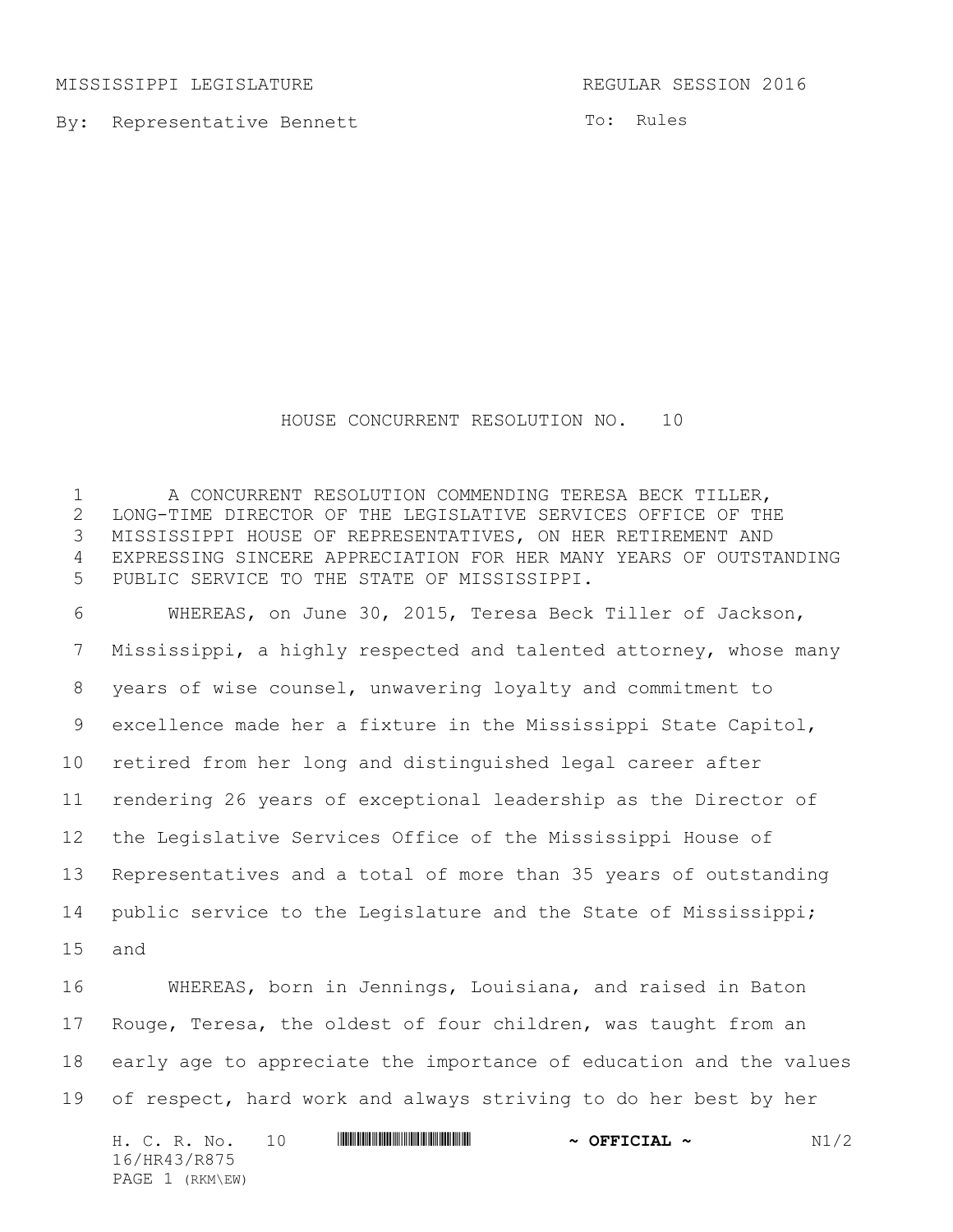MISSISSIPPI LEGISLATURE REGULAR SESSION 2016

By: Representative Bennett

To: Rules

# HOUSE CONCURRENT RESOLUTION NO. 10

A CONCURRENT RESOLUTION COMMENDING TERESA BECK TILLER, LONG-TIME DIRECTOR OF THE LEGISLATIVE SERVICES OFFICE OF THE MISSISSIPPI HOUSE OF REPRESENTATIVES, ON HER RETIREMENT AND EXPRESSING SINCERE APPRECIATION FOR HER MANY YEARS OF OUTSTANDING PUBLIC SERVICE TO THE STATE OF MISSISSIPPI.

WHEREAS, on June 30, 2015, Teresa Beck Tiller of Jackson, Mississippi, a highly respected and talented attorney, whose many years of wise counsel, unwavering loyalty and commitment to excellence made her a fixture in the Mississippi State Capitol, retired from her long and distinguished legal career after rendering 26 years of exceptional leadership as the Director of the Legislative Services Office of the Mississippi House of Representatives and a total of more than 35 years of outstanding public service to the Legislature and the State of Mississippi; and

WHEREAS, born in Jennings, Louisiana, and raised in Baton Rouge, Teresa, the oldest of four children, was taught from an early age to appreciate the importance of education and the values of respect, hard work and always striving to do her best by her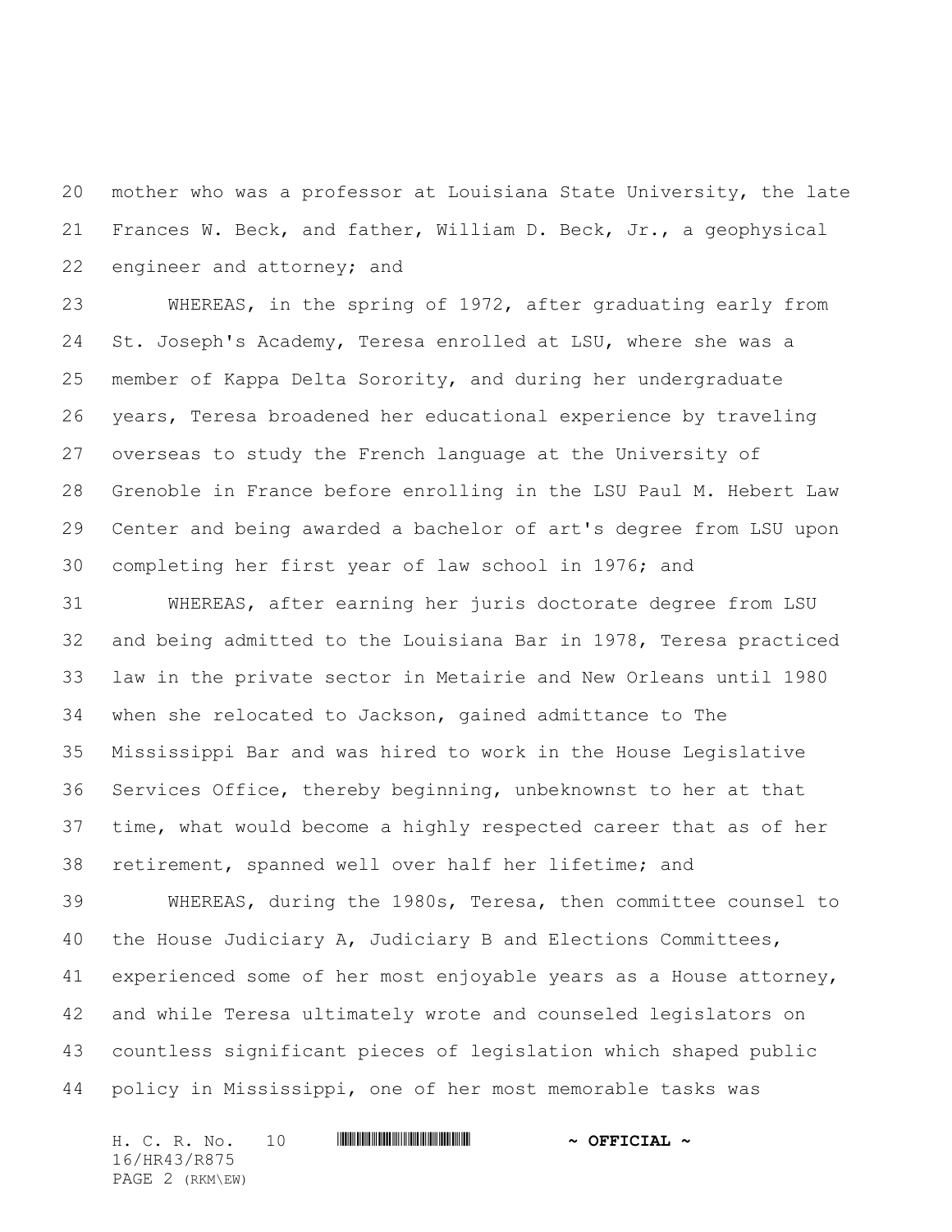mother who was a professor at Louisiana State University, the late Frances W. Beck, and father, William D. Beck, Jr., a geophysical engineer and attorney; and

WHEREAS, in the spring of 1972, after graduating early from St. Joseph's Academy, Teresa enrolled at LSU, where she was a member of Kappa Delta Sorority, and during her undergraduate years, Teresa broadened her educational experience by traveling overseas to study the French language at the University of Grenoble in France before enrolling in the LSU Paul M. Hebert Law Center and being awarded a bachelor of art's degree from LSU upon completing her first year of law school in 1976; and

WHEREAS, after earning her juris doctorate degree from LSU and being admitted to the Louisiana Bar in 1978, Teresa practiced law in the private sector in Metairie and New Orleans until 1980 when she relocated to Jackson, gained admittance to The Mississippi Bar and was hired to work in the House Legislative Services Office, thereby beginning, unbeknownst to her at that time, what would become a highly respected career that as of her retirement, spanned well over half her lifetime; and

WHEREAS, during the 1980s, Teresa, then committee counsel to the House Judiciary A, Judiciary B and Elections Committees, experienced some of her most enjoyable years as a House attorney, and while Teresa ultimately wrote and counseled legislators on countless significant pieces of legislation which shaped public policy in Mississippi, one of her most memorable tasks was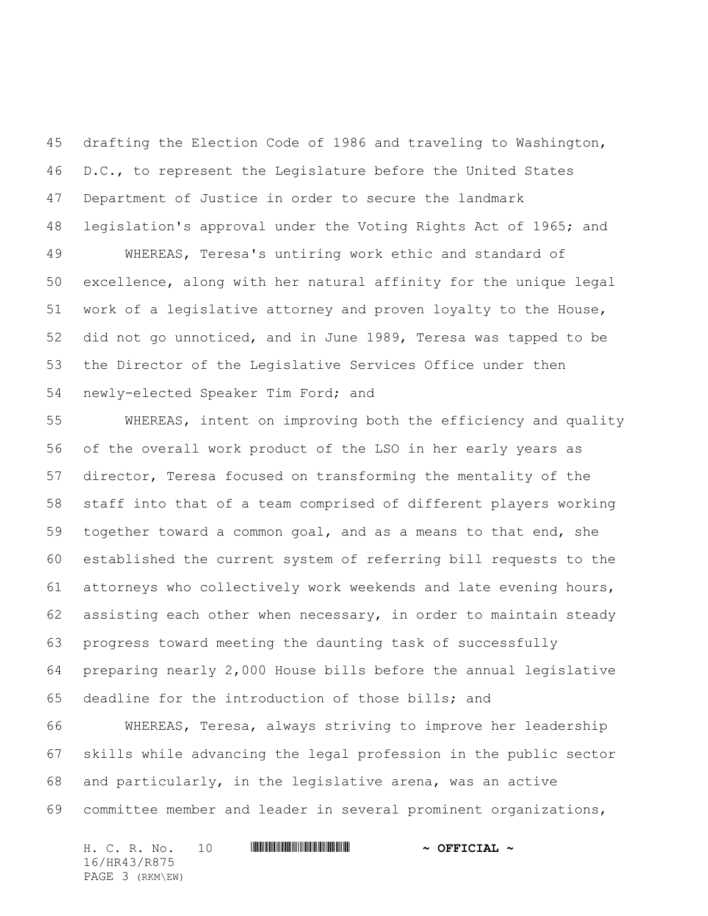drafting the Election Code of 1986 and traveling to Washington, D.C., to represent the Legislature before the United States Department of Justice in order to secure the landmark legislation's approval under the Voting Rights Act of 1965; and

WHEREAS, Teresa's untiring work ethic and standard of excellence, along with her natural affinity for the unique legal work of a legislative attorney and proven loyalty to the House, did not go unnoticed, and in June 1989, Teresa was tapped to be the Director of the Legislative Services Office under then newly-elected Speaker Tim Ford; and

WHEREAS, intent on improving both the efficiency and quality of the overall work product of the LSO in her early years as director, Teresa focused on transforming the mentality of the staff into that of a team comprised of different players working together toward a common goal, and as a means to that end, she established the current system of referring bill requests to the attorneys who collectively work weekends and late evening hours, assisting each other when necessary, in order to maintain steady progress toward meeting the daunting task of successfully preparing nearly 2,000 House bills before the annual legislative deadline for the introduction of those bills; and

WHEREAS, Teresa, always striving to improve her leadership skills while advancing the legal profession in the public sector and particularly, in the legislative arena, was an active committee member and leader in several prominent organizations,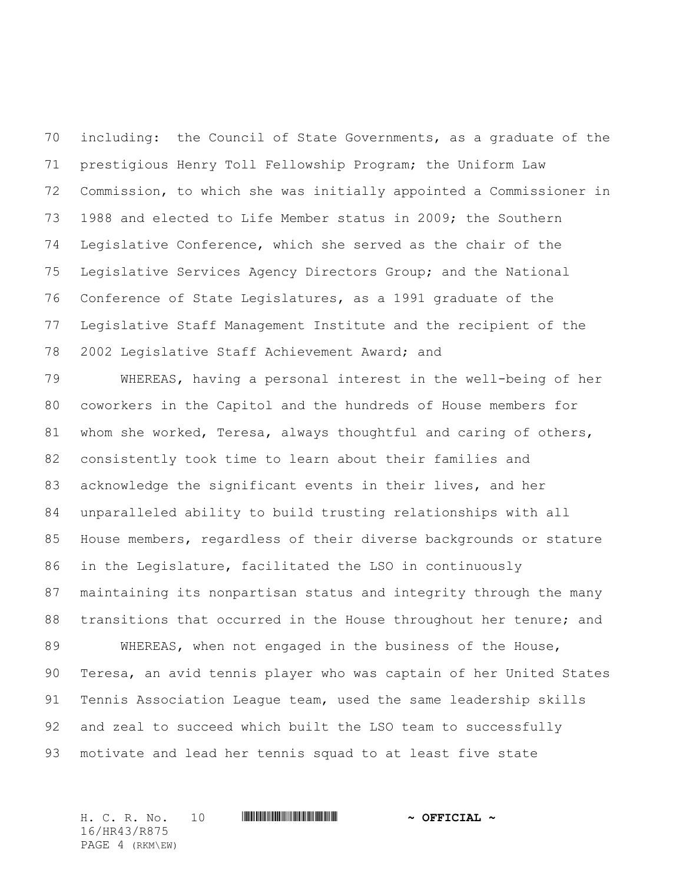including: the Council of State Governments, as a graduate of the prestigious Henry Toll Fellowship Program; the Uniform Law Commission, to which she was initially appointed a Commissioner in 1988 and elected to Life Member status in 2009; the Southern Legislative Conference, which she served as the chair of the Legislative Services Agency Directors Group; and the National Conference of State Legislatures, as a 1991 graduate of the Legislative Staff Management Institute and the recipient of the 2002 Legislative Staff Achievement Award; and

WHEREAS, having a personal interest in the well-being of her coworkers in the Capitol and the hundreds of House members for whom she worked, Teresa, always thoughtful and caring of others, consistently took time to learn about their families and acknowledge the significant events in their lives, and her unparalleled ability to build trusting relationships with all House members, regardless of their diverse backgrounds or stature in the Legislature, facilitated the LSO in continuously maintaining its nonpartisan status and integrity through the many transitions that occurred in the House throughout her tenure; and

WHEREAS, when not engaged in the business of the House, Teresa, an avid tennis player who was captain of her United States Tennis Association League team, used the same leadership skills and zeal to succeed which built the LSO team to successfully motivate and lead her tennis squad to at least five state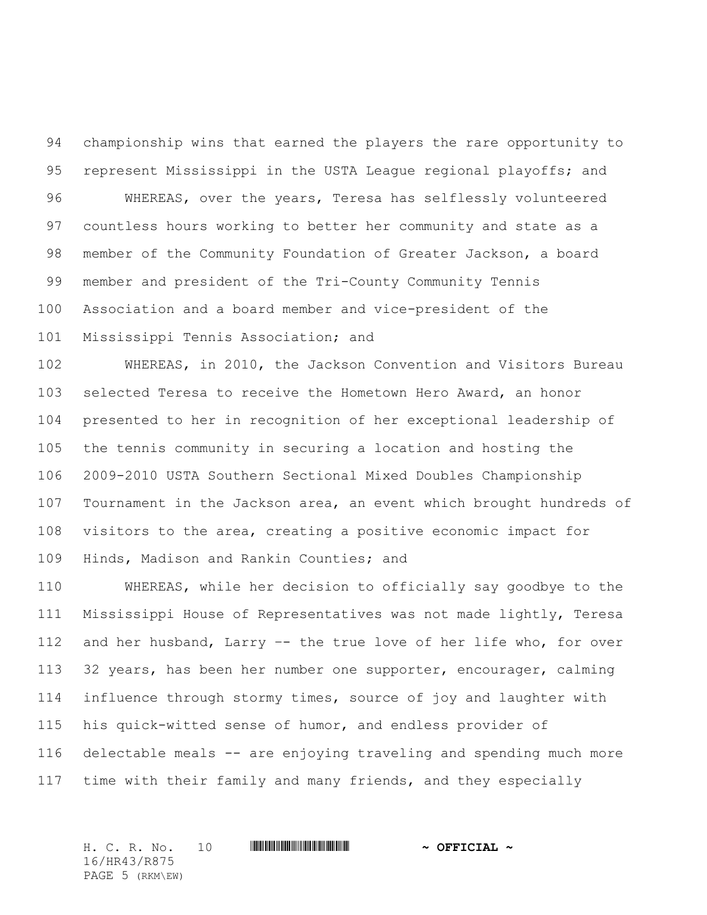championship wins that earned the players the rare opportunity to represent Mississippi in the USTA League regional playoffs; and

WHEREAS, over the years, Teresa has selflessly volunteered countless hours working to better her community and state as a member of the Community Foundation of Greater Jackson, a board member and president of the Tri-County Community Tennis Association and a board member and vice-president of the Mississippi Tennis Association; and

WHEREAS, in 2010, the Jackson Convention and Visitors Bureau selected Teresa to receive the Hometown Hero Award, an honor presented to her in recognition of her exceptional leadership of the tennis community in securing a location and hosting the 2009-2010 USTA Southern Sectional Mixed Doubles Championship Tournament in the Jackson area, an event which brought hundreds of visitors to the area, creating a positive economic impact for Hinds, Madison and Rankin Counties; and

WHEREAS, while her decision to officially say goodbye to the Mississippi House of Representatives was not made lightly, Teresa and her husband, Larry -- the true love of her life who, for over 32 years, has been her number one supporter, encourager, calming influence through stormy times, source of joy and laughter with his quick-witted sense of humor, and endless provider of delectable meals -- are enjoying traveling and spending much more time with their family and many friends, and they especially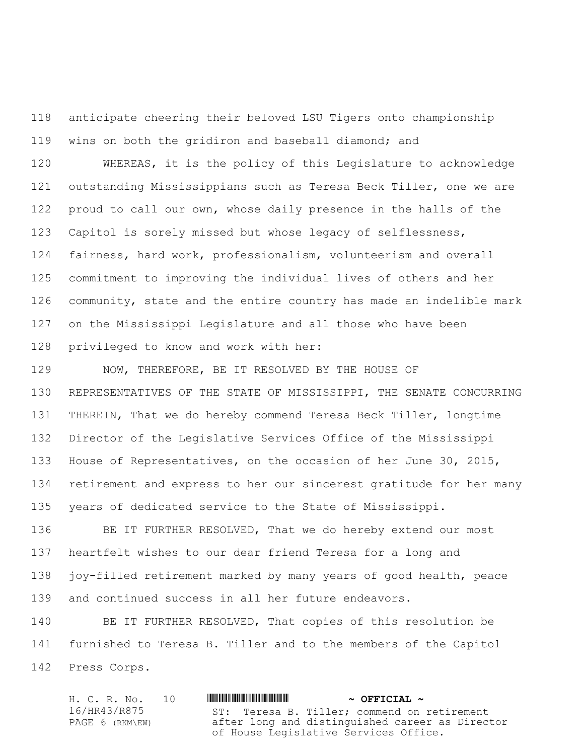anticipate cheering their beloved LSU Tigers onto championship wins on both the gridiron and baseball diamond; and

WHEREAS, it is the policy of this Legislature to acknowledge outstanding Mississippians such as Teresa Beck Tiller, one we are proud to call our own, whose daily presence in the halls of the Capitol is sorely missed but whose legacy of selflessness, fairness, hard work, professionalism, volunteerism and overall commitment to improving the individual lives of others and her community, state and the entire country has made an indelible mark on the Mississippi Legislature and all those who have been privileged to know and work with her:

NOW, THEREFORE, BE IT RESOLVED BY THE HOUSE OF REPRESENTATIVES OF THE STATE OF MISSISSIPPI, THE SENATE CONCURRING THEREIN, That we do hereby commend Teresa Beck Tiller, longtime Director of the Legislative Services Office of the Mississippi House of Representatives, on the occasion of her June 30, 2015, retirement and express to her our sincerest gratitude for her many years of dedicated service to the State of Mississippi.

BE IT FURTHER RESOLVED, That we do hereby extend our most heartfelt wishes to our dear friend Teresa for a long and joy-filled retirement marked by many years of good health, peace and continued success in all her future endeavors.

BE IT FURTHER RESOLVED, That copies of this resolution be furnished to Teresa B. Tiller and to the members of the Capitol Press Corps.

ST: Teresa B. Tiller; commend on retirement after long and distinguished career as Director of House Legislative Services Office.